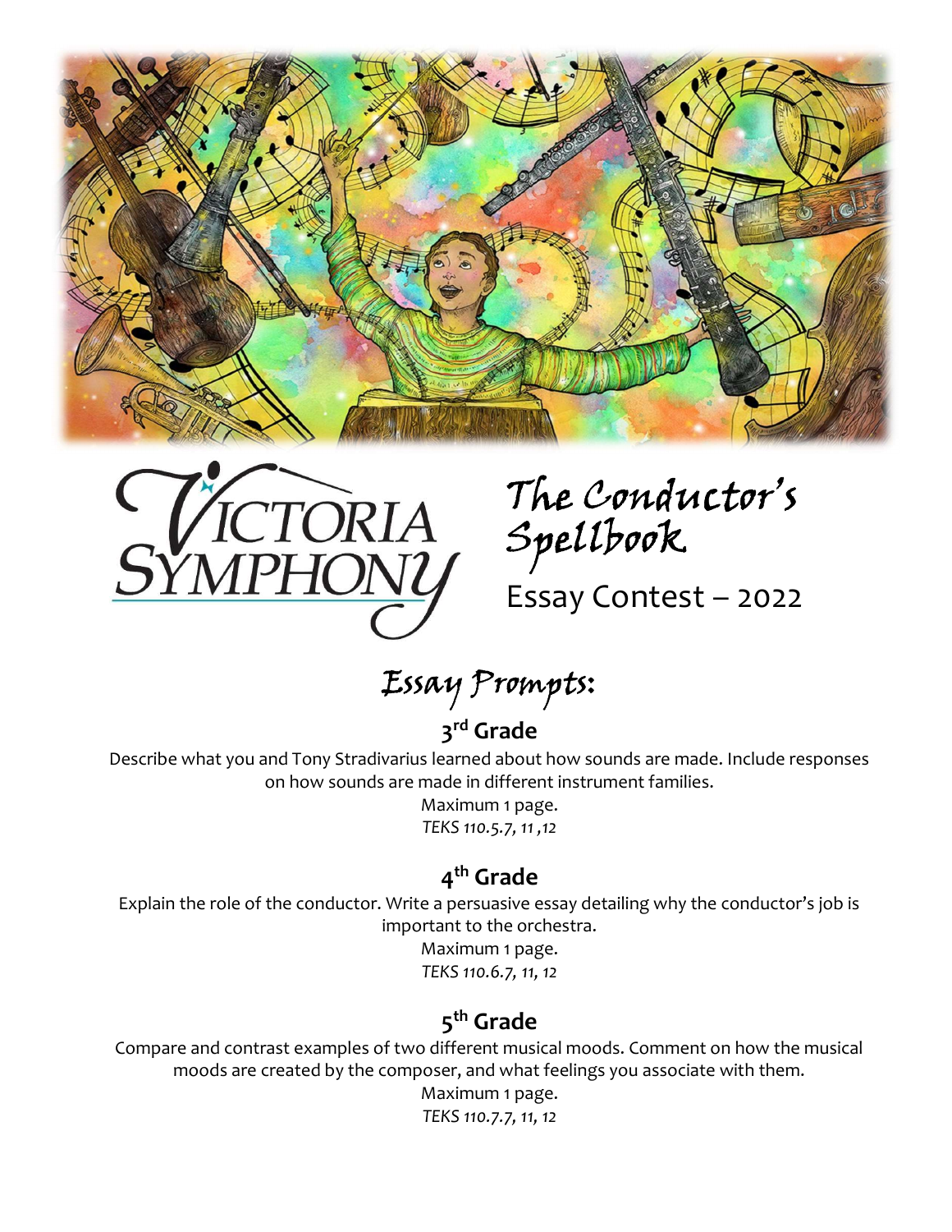Victoria Symphony

# The Conductor's Spellbook

Essay Contest – 2022

## Essay Prompts:

### 3rd Grade

Describe what you and Tony Stradivarius learned about how sounds are made. Include responses on how sounds are made in different instrument families.

Maximum 1 page.

*TEKS 110.5.7, 11 ,12*

### 4th Grade

Explain the role of the conductor. Write a persuasive essay detailing why the conductor's job is important to the orchestra.

Maximum 1 page.

*TEKS 110.6.7, 11, 12*

### 5th Grade

Compare and contrast examples of two different musical moods. Comment on how the musical moods are created by the composer, and what feelings you associate with them.

Maximum 1 page.

*TEKS 110.7.7, 11, 12*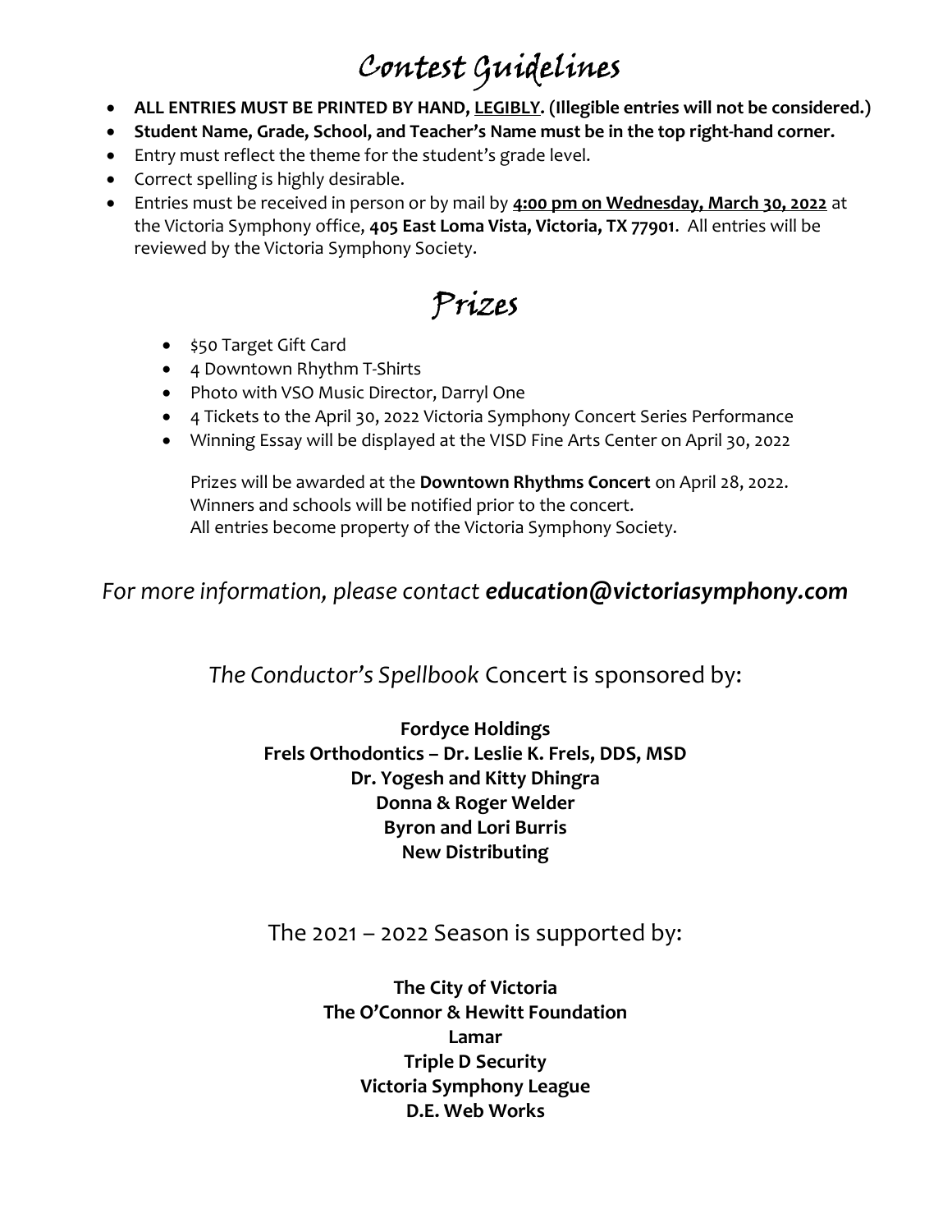# Contest Guidelines

- **ALL ENTRIES MUST BE PRINTED BY HAND, LEGIBLY. (Illegible entries will not be considered.)**
- **Student Name, Grade, School, and Teacher's Name must be in the top right-hand corner.**
- Entry must reflect the theme for the student's grade level.
- Correct spelling is highly desirable.
- Entries must be received in person or by mail by **4:00 pm on Wednesday, March 30, 2022** at the Victoria Symphony office, **405 East Loma Vista, Victoria, TX 77901**. All entries will be reviewed by the Victoria Symphony Society.

# Prizes

- $50 Target Gift Card
- 4 Downtown Rhythm T-Shirts
- Photo with VSO Music Director, Darryl One
- 4 Tickets to the April 30, 2022 Victoria Symphony Concert Series Performance
- Winning Essay will be displayed at the VISD Fine Arts Center on April 30, 2022

Prizes will be awarded at the **Downtown Rhythms Concert** on April 28, 2022.
Winners and schools will be notified prior to the concert.
All entries become property of the Victoria Symphony Society.

*For more information, please contact **education@victoriasymphony.com***

*The Conductor's Spellbook* Concert is sponsored by:

**Fordyce Holdings**
**Frels Orthodontics – Dr. Leslie K. Frels, DDS, MSD**
**Dr. Yogesh and Kitty Dhingra**
**Donna & Roger Welder**
**Byron and Lori Burris**
**New Distributing**

The 2021 – 2022 Season is supported by:

**The City of Victoria**
**The O'Connor & Hewitt Foundation**
**Lamar**
**Triple D Security**
**Victoria Symphony League**
**D.E. Web Works**